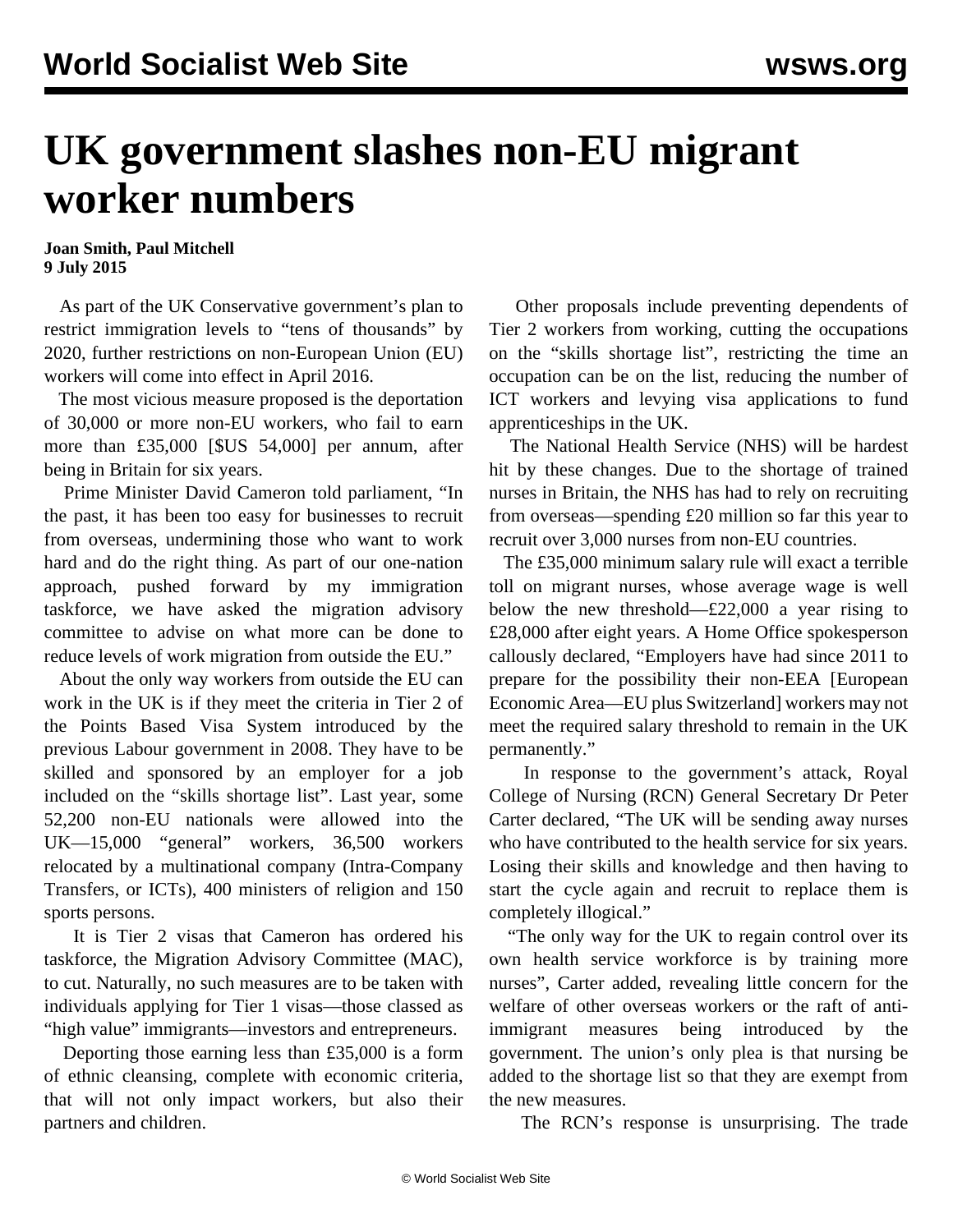# UK government slashes non-EU migrant worker numbers

**Joan Smith, Paul Mitchell**
**9 July 2015**

As part of the UK Conservative government's plan to restrict immigration levels to "tens of thousands" by 2020, further restrictions on non-European Union (EU) workers will come into effect in April 2016.

The most vicious measure proposed is the deportation of 30,000 or more non-EU workers, who fail to earn more than £35,000 [$US 54,000] per annum, after being in Britain for six years.

Prime Minister David Cameron told parliament, "In the past, it has been too easy for businesses to recruit from overseas, undermining those who want to work hard and do the right thing. As part of our one-nation approach, pushed forward by my immigration taskforce, we have asked the migration advisory committee to advise on what more can be done to reduce levels of work migration from outside the EU."

About the only way workers from outside the EU can work in the UK is if they meet the criteria in Tier 2 of the Points Based Visa System introduced by the previous Labour government in 2008. They have to be skilled and sponsored by an employer for a job included on the "skills shortage list". Last year, some 52,200 non-EU nationals were allowed into the UK—15,000 "general" workers, 36,500 workers relocated by a multinational company (Intra-Company Transfers, or ICTs), 400 ministers of religion and 150 sports persons.

It is Tier 2 visas that Cameron has ordered his taskforce, the Migration Advisory Committee (MAC), to cut. Naturally, no such measures are to be taken with individuals applying for Tier 1 visas—those classed as "high value" immigrants—investors and entrepreneurs.

Deporting those earning less than £35,000 is a form of ethnic cleansing, complete with economic criteria, that will not only impact workers, but also their partners and children.

Other proposals include preventing dependents of Tier 2 workers from working, cutting the occupations on the "skills shortage list", restricting the time an occupation can be on the list, reducing the number of ICT workers and levying visa applications to fund apprenticeships in the UK.

The National Health Service (NHS) will be hardest hit by these changes. Due to the shortage of trained nurses in Britain, the NHS has had to rely on recruiting from overseas—spending £20 million so far this year to recruit over 3,000 nurses from non-EU countries.

The £35,000 minimum salary rule will exact a terrible toll on migrant nurses, whose average wage is well below the new threshold—£22,000 a year rising to £28,000 after eight years. A Home Office spokesperson callously declared, "Employers have had since 2011 to prepare for the possibility their non-EEA [European Economic Area—EU plus Switzerland] workers may not meet the required salary threshold to remain in the UK permanently."

In response to the government's attack, Royal College of Nursing (RCN) General Secretary Dr Peter Carter declared, "The UK will be sending away nurses who have contributed to the health service for six years. Losing their skills and knowledge and then having to start the cycle again and recruit to replace them is completely illogical."

"The only way for the UK to regain control over its own health service workforce is by training more nurses", Carter added, revealing little concern for the welfare of other overseas workers or the raft of anti-immigrant measures being introduced by the government. The union's only plea is that nursing be added to the shortage list so that they are exempt from the new measures.

The RCN's response is unsurprising. The trade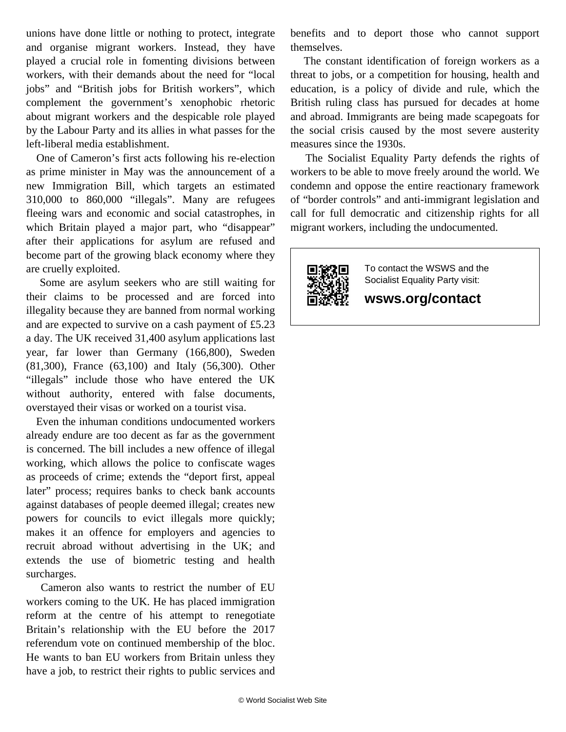unions have done little or nothing to protect, integrate and organise migrant workers. Instead, they have played a crucial role in fomenting divisions between workers, with their demands about the need for "local jobs" and "British jobs for British workers", which complement the government's xenophobic rhetoric about migrant workers and the despicable role played by the Labour Party and its allies in what passes for the left-liberal media establishment.

One of Cameron's first acts following his re-election as prime minister in May was the announcement of a new Immigration Bill, which targets an estimated 310,000 to 860,000 "illegals". Many are refugees fleeing wars and economic and social catastrophes, in which Britain played a major part, who "disappear" after their applications for asylum are refused and become part of the growing black economy where they are cruelly exploited.

Some are asylum seekers who are still waiting for their claims to be processed and are forced into illegality because they are banned from normal working and are expected to survive on a cash payment of £5.23 a day. The UK received 31,400 asylum applications last year, far lower than Germany (166,800), Sweden (81,300), France (63,100) and Italy (56,300). Other "illegals" include those who have entered the UK without authority, entered with false documents, overstayed their visas or worked on a tourist visa.

Even the inhuman conditions undocumented workers already endure are too decent as far as the government is concerned. The bill includes a new offence of illegal working, which allows the police to confiscate wages as proceeds of crime; extends the "deport first, appeal later" process; requires banks to check bank accounts against databases of people deemed illegal; creates new powers for councils to evict illegals more quickly; makes it an offence for employers and agencies to recruit abroad without advertising in the UK; and extends the use of biometric testing and health surcharges.

Cameron also wants to restrict the number of EU workers coming to the UK. He has placed immigration reform at the centre of his attempt to renegotiate Britain's relationship with the EU before the 2017 referendum vote on continued membership of the bloc. He wants to ban EU workers from Britain unless they have a job, to restrict their rights to public services and benefits and to deport those who cannot support themselves.

The constant identification of foreign workers as a threat to jobs, or a competition for housing, health and education, is a policy of divide and rule, which the British ruling class has pursued for decades at home and abroad. Immigrants are being made scapegoats for the social crisis caused by the most severe austerity measures since the 1930s.

The Socialist Equality Party defends the rights of workers to be able to move freely around the world. We condemn and oppose the entire reactionary framework of "border controls" and anti-immigrant legislation and call for full democratic and citizenship rights for all migrant workers, including the undocumented.

To contact the WSWS and the Socialist Equality Party visit:

**wsws.org/contact**